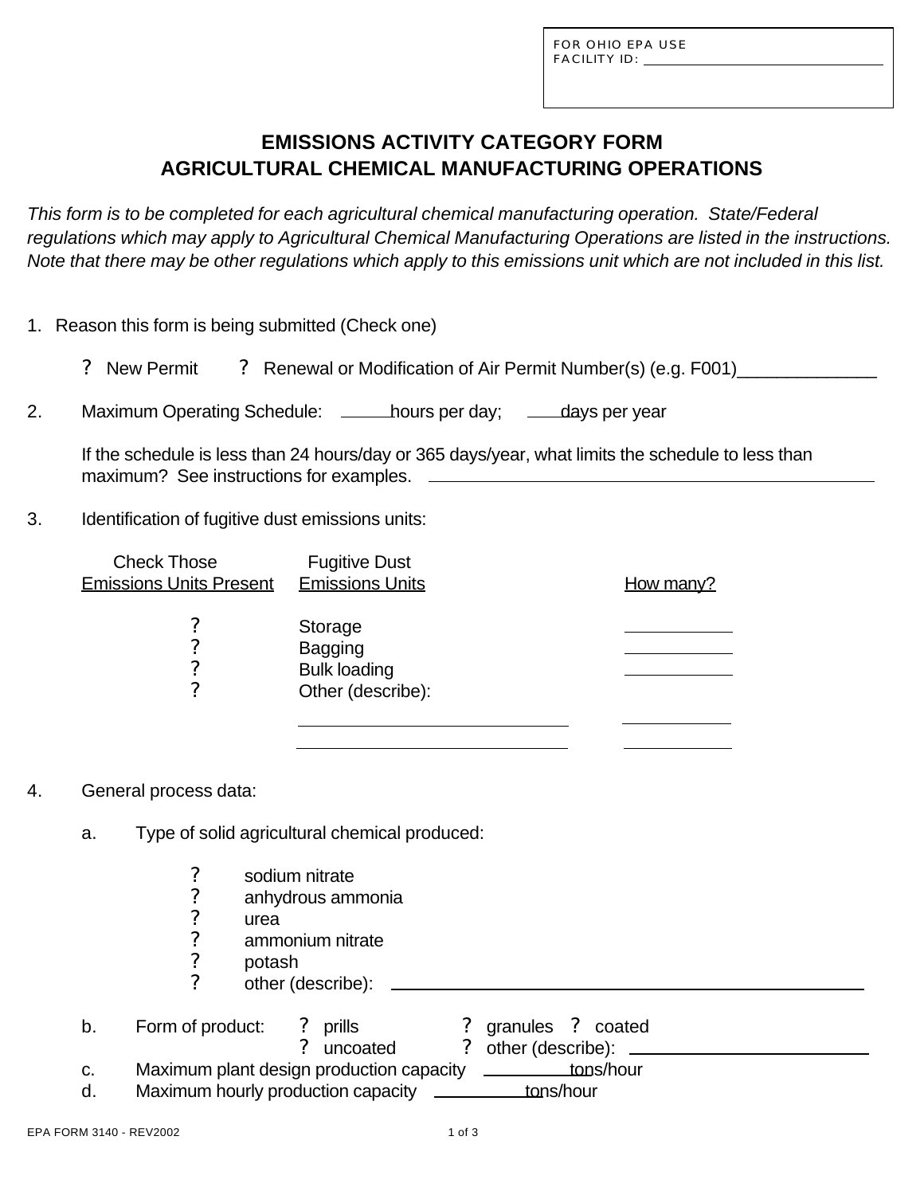FOR OHIO EPA USE
FACILITY ID: ______________________________

# EMISSIONS ACTIVITY CATEGORY FORM
# AGRICULTURAL CHEMICAL MANUFACTURING OPERATIONS

*This form is to be completed for each agricultural chemical manufacturing operation. State/Federal regulations which may apply to Agricultural Chemical Manufacturing Operations are listed in the instructions. Note that there may be other regulations which apply to this emissions unit which are not included in this list.*

1. Reason this form is being submitted (Check one)

   ? New Permit ? Renewal or Modification of Air Permit Number(s) (e.g. F001)______________

2. Maximum Operating Schedule: ______ hours per day; ______ days per year

   If the schedule is less than 24 hours/day or 365 days/year, what limits the schedule to less than maximum? See instructions for examples. ________________________________________________

3. Identification of fugitive dust emissions units:

| Check Those Emissions Units Present | Fugitive Dust Emissions Units | How many? |
| --- | --- | --- |
| ? | Storage | ________ |
| ? | Bagging | ________ |
| ? | Bulk loading | ________ |
| ? | Other (describe): | |
| | ____________________________ | ________ |
| | ____________________________ | ________ |

4. General process data:

   a. Type of solid agricultural chemical produced:

      ? sodium nitrate
      ? anhydrous ammonia
      ? urea
      ? ammonium nitrate
      ? potash
      ? other (describe): ________________________________________________

   b. Form of product: ? prills ? granules ? coated
      ? uncoated ? other (describe): ______________________

   c. Maximum plant design production capacity __________ tons/hour

   d. Maximum hourly production capacity __________ tons/hour

EPA FORM 3140 - REV2002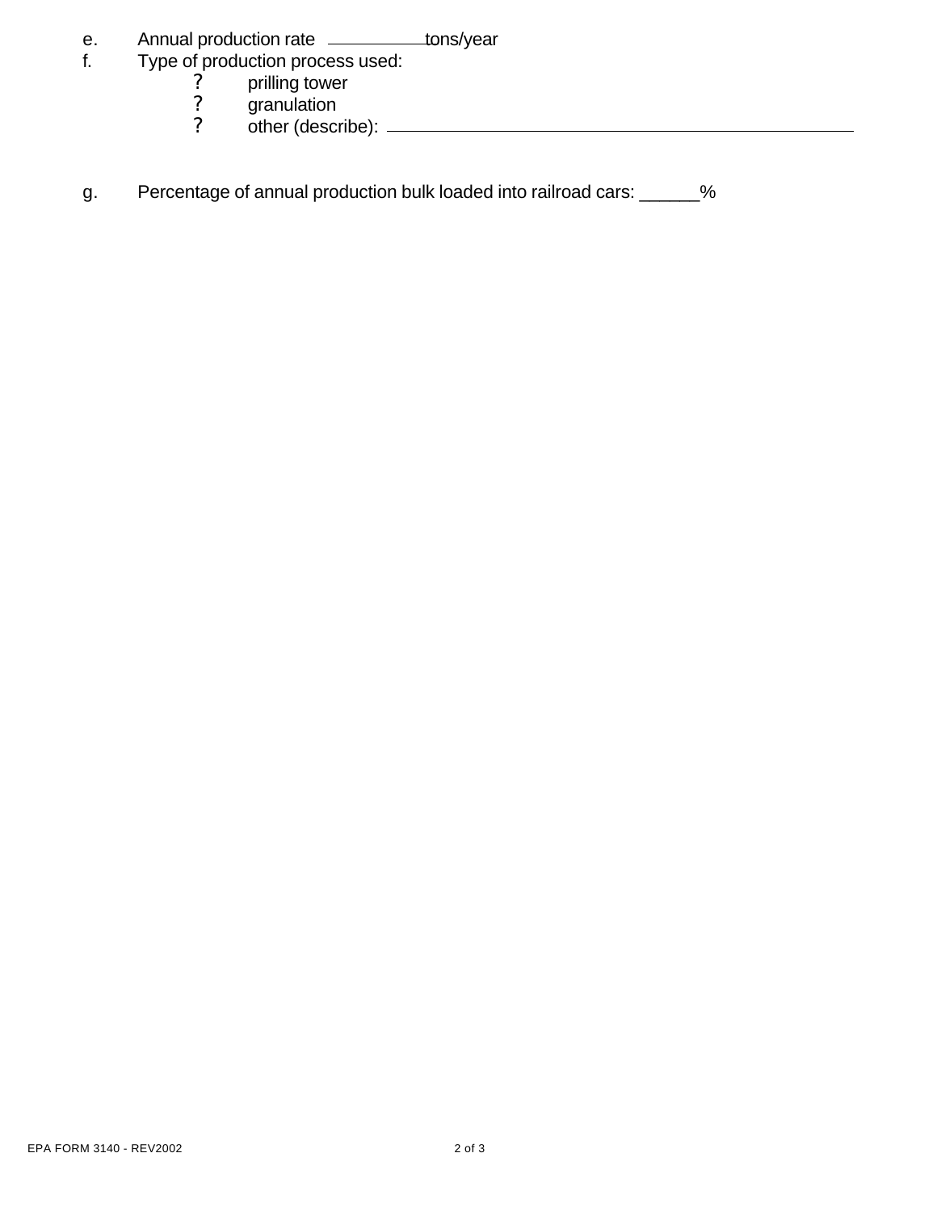e. Annual production rate \_\_\_\_\_\_\_\_\_\_\_\_ tons/year

f. Type of production process used:

   ? prilling tower

   ? granulation

   ? other (describe): \_\_\_\_\_\_\_\_\_\_\_\_\_\_\_\_\_\_\_\_\_\_\_\_\_\_\_\_\_\_\_\_\_\_\_\_\_\_\_\_\_\_\_\_\_\_\_\_

g. Percentage of annual production bulk loaded into railroad cars: \_\_\_\_\_\_%

EPA FORM 3140 - REV2002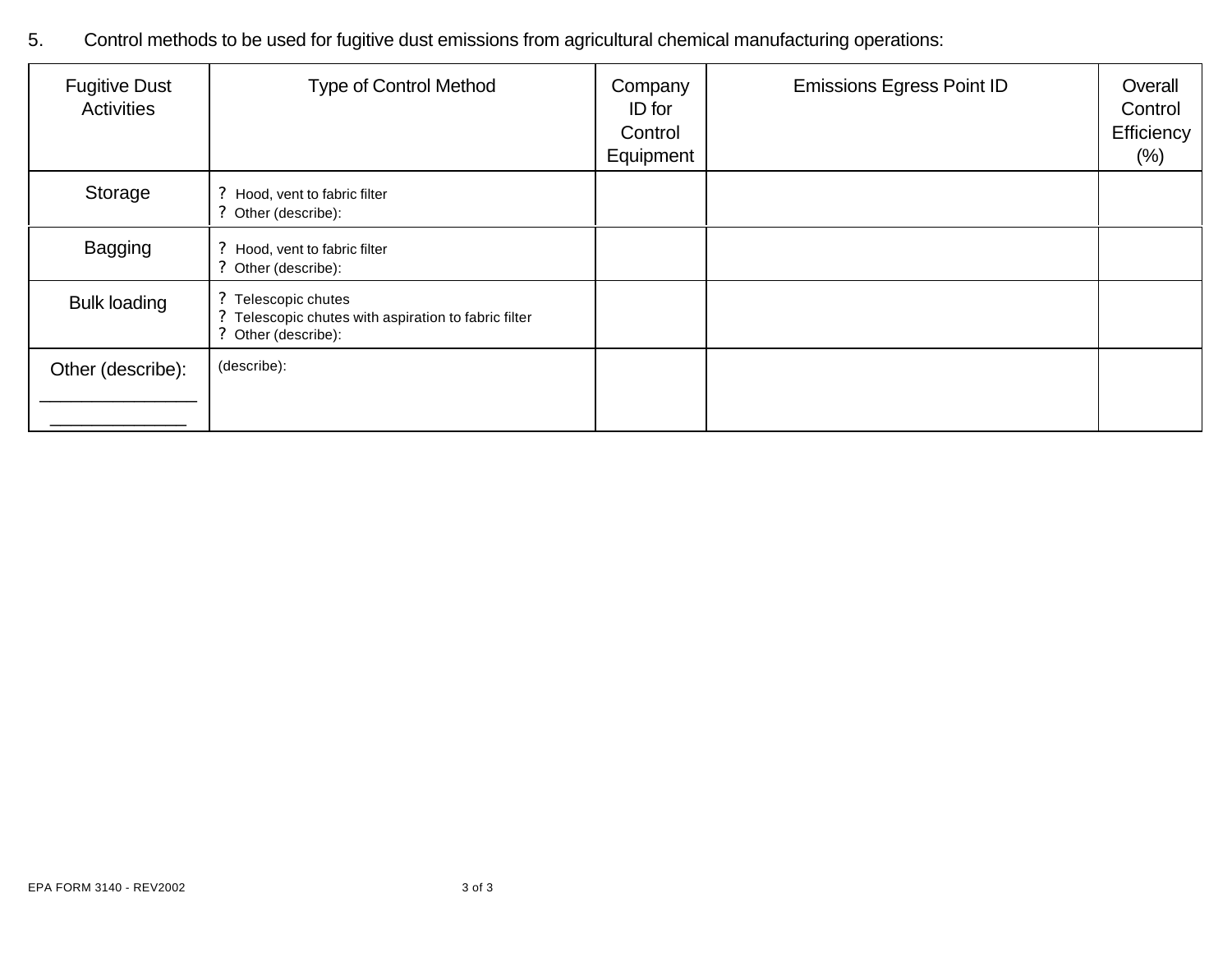5. Control methods to be used for fugitive dust emissions from agricultural chemical manufacturing operations:

| Fugitive Dust Activities | Type of Control Method | Company ID for Control Equipment | Emissions Egress Point ID | Overall Control Efficiency (%) |
|---|---|---|---|---|
| Storage | ? Hood, vent to fabric filter<br>? Other (describe): | | | |
| Bagging | ? Hood, vent to fabric filter<br>? Other (describe): | | | |
| Bulk loading | ? Telescopic chutes<br>? Telescopic chutes with aspiration to fabric filter<br>? Other (describe): | | | |
| Other (describe): _______________ _____________ | (describe): | | | |

EPA FORM 3140 - REV2002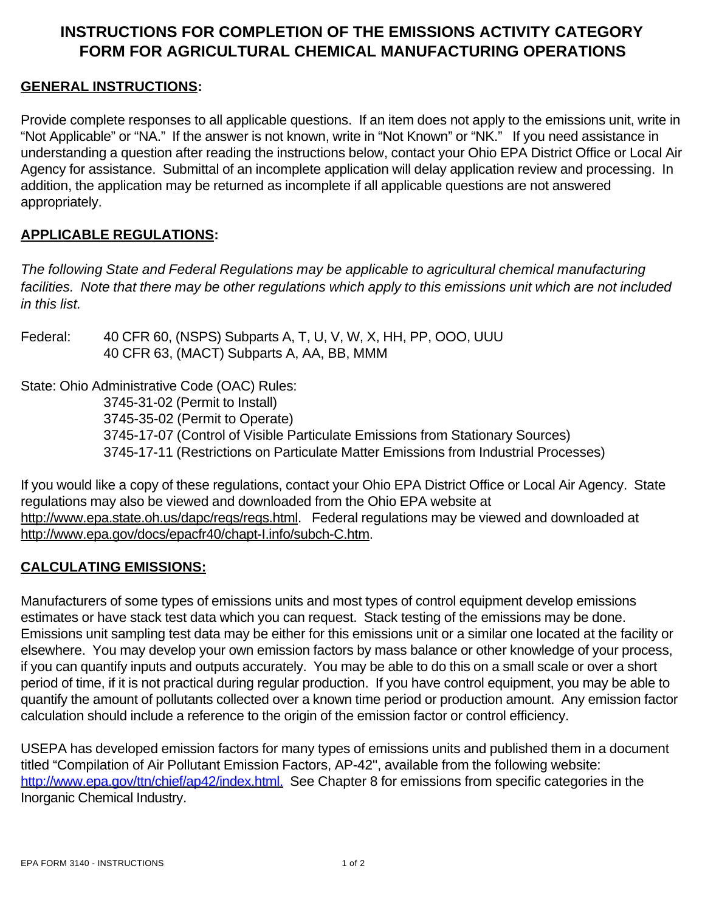# INSTRUCTIONS FOR COMPLETION OF THE EMISSIONS ACTIVITY CATEGORY FORM FOR AGRICULTURAL CHEMICAL MANUFACTURING OPERATIONS

## GENERAL INSTRUCTIONS:

Provide complete responses to all applicable questions. If an item does not apply to the emissions unit, write in "Not Applicable" or "NA." If the answer is not known, write in "Not Known" or "NK." If you need assistance in understanding a question after reading the instructions below, contact your Ohio EPA District Office or Local Air Agency for assistance. Submittal of an incomplete application will delay application review and processing. In addition, the application may be returned as incomplete if all applicable questions are not answered appropriately.

## APPLICABLE REGULATIONS:

*The following State and Federal Regulations may be applicable to agricultural chemical manufacturing facilities. Note that there may be other regulations which apply to this emissions unit which are not included in this list.*

Federal: 40 CFR 60, (NSPS) Subparts A, T, U, V, W, X, HH, PP, OOO, UUU
40 CFR 63, (MACT) Subparts A, AA, BB, MMM

State: Ohio Administrative Code (OAC) Rules:
- 3745-31-02 (Permit to Install)
- 3745-35-02 (Permit to Operate)
- 3745-17-07 (Control of Visible Particulate Emissions from Stationary Sources)
- 3745-17-11 (Restrictions on Particulate Matter Emissions from Industrial Processes)

If you would like a copy of these regulations, contact your Ohio EPA District Office or Local Air Agency. State regulations may also be viewed and downloaded from the Ohio EPA website at http://www.epa.state.oh.us/dapc/regs/regs.html. Federal regulations may be viewed and downloaded at http://www.epa.gov/docs/epacfr40/chapt-I.info/subch-C.htm.

## CALCULATING EMISSIONS:

Manufacturers of some types of emissions units and most types of control equipment develop emissions estimates or have stack test data which you can request. Stack testing of the emissions may be done. Emissions unit sampling test data may be either for this emissions unit or a similar one located at the facility or elsewhere. You may develop your own emission factors by mass balance or other knowledge of your process, if you can quantify inputs and outputs accurately. You may be able to do this on a small scale or over a short period of time, if it is not practical during regular production. If you have control equipment, you may be able to quantify the amount of pollutants collected over a known time period or production amount. Any emission factor calculation should include a reference to the origin of the emission factor or control efficiency.

USEPA has developed emission factors for many types of emissions units and published them in a document titled "Compilation of Air Pollutant Emission Factors, AP-42", available from the following website: http://www.epa.gov/ttn/chief/ap42/index.html. See Chapter 8 for emissions from specific categories in the Inorganic Chemical Industry.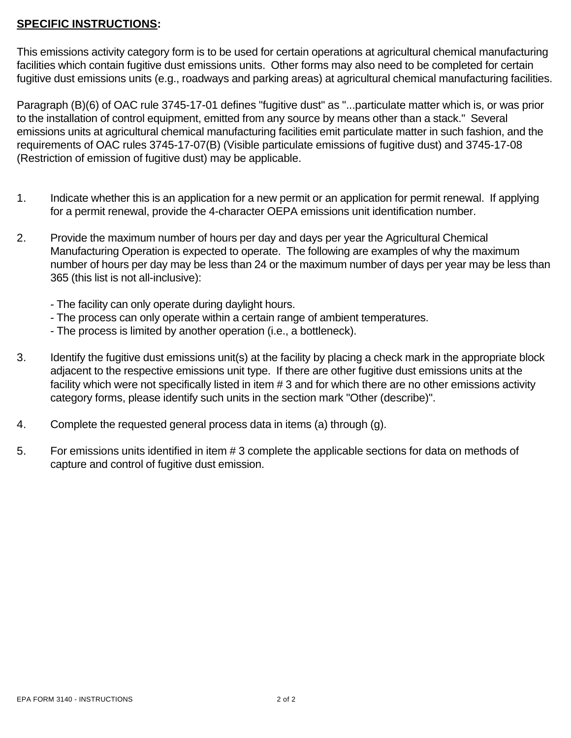**SPECIFIC INSTRUCTIONS:**

This emissions activity category form is to be used for certain operations at agricultural chemical manufacturing facilities which contain fugitive dust emissions units. Other forms may also need to be completed for certain fugitive dust emissions units (e.g., roadways and parking areas) at agricultural chemical manufacturing facilities.

Paragraph (B)(6) of OAC rule 3745-17-01 defines "fugitive dust" as "...particulate matter which is, or was prior to the installation of control equipment, emitted from any source by means other than a stack." Several emissions units at agricultural chemical manufacturing facilities emit particulate matter in such fashion, and the requirements of OAC rules 3745-17-07(B) (Visible particulate emissions of fugitive dust) and 3745-17-08 (Restriction of emission of fugitive dust) may be applicable.

1. Indicate whether this is an application for a new permit or an application for permit renewal. If applying for a permit renewal, provide the 4-character OEPA emissions unit identification number.

2. Provide the maximum number of hours per day and days per year the Agricultural Chemical Manufacturing Operation is expected to operate. The following are examples of why the maximum number of hours per day may be less than 24 or the maximum number of days per year may be less than 365 (this list is not all-inclusive):

   - The facility can only operate during daylight hours.
   - The process can only operate within a certain range of ambient temperatures.
   - The process is limited by another operation (i.e., a bottleneck).

3. Identify the fugitive dust emissions unit(s) at the facility by placing a check mark in the appropriate block adjacent to the respective emissions unit type. If there are other fugitive dust emissions units at the facility which were not specifically listed in item # 3 and for which there are no other emissions activity category forms, please identify such units in the section mark "Other (describe)".

4. Complete the requested general process data in items (a) through (g).

5. For emissions units identified in item # 3 complete the applicable sections for data on methods of capture and control of fugitive dust emission.